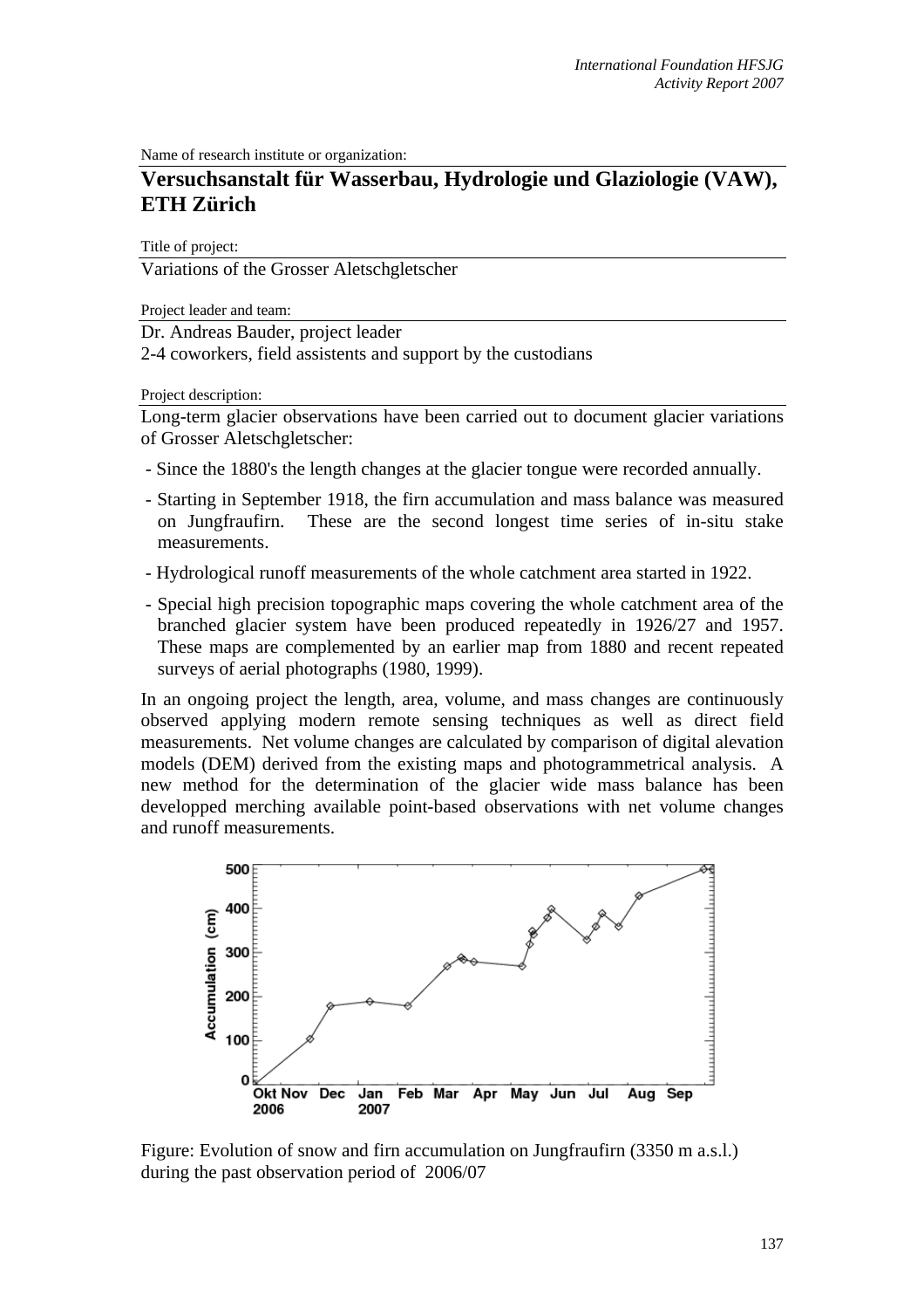Name of research institute or organization:

## Versuchsanstalt für Wasserbau, Hydrologie und Glaziologie (VAW), ETH Zürich

Title of project:

Variations of the Grosser Aletschgletscher

Project leader and team:

Dr. Andreas Bauder, project leader
2-4 coworkers, field assistents and support by the custodians

Project description:

Long-term glacier observations have been carried out to document glacier variations of Grosser Aletschgletscher:

- Since the 1880's the length changes at the glacier tongue were recorded annually.
- Starting in September 1918, the firn accumulation and mass balance was measured on Jungfraufirn. These are the second longest time series of in-situ stake measurements.
- Hydrological runoff measurements of the whole catchment area started in 1922.
- Special high precision topographic maps covering the whole catchment area of the branched glacier system have been produced repeatedly in 1926/27 and 1957. These maps are complemented by an earlier map from 1880 and recent repeated surveys of aerial photographs (1980, 1999).

In an ongoing project the length, area, volume, and mass changes are continuously observed applying modern remote sensing techniques as well as direct field measurements. Net volume changes are calculated by comparison of digital alevation models (DEM) derived from the existing maps and photogrammetrical analysis. A new method for the determination of the glacier wide mass balance has been developped merching available point-based observations with net volume changes and runoff measurements.

Accumulation (cm)
500
400
300
200
100
0
Okt 2006 Nov Dec Jan 2007 Feb Mar Apr May Jun Jul Aug Sep

Figure: Evolution of snow and firn accumulation on Jungfraufirn (3350 m a.s.l.) during the past observation period of 2006/07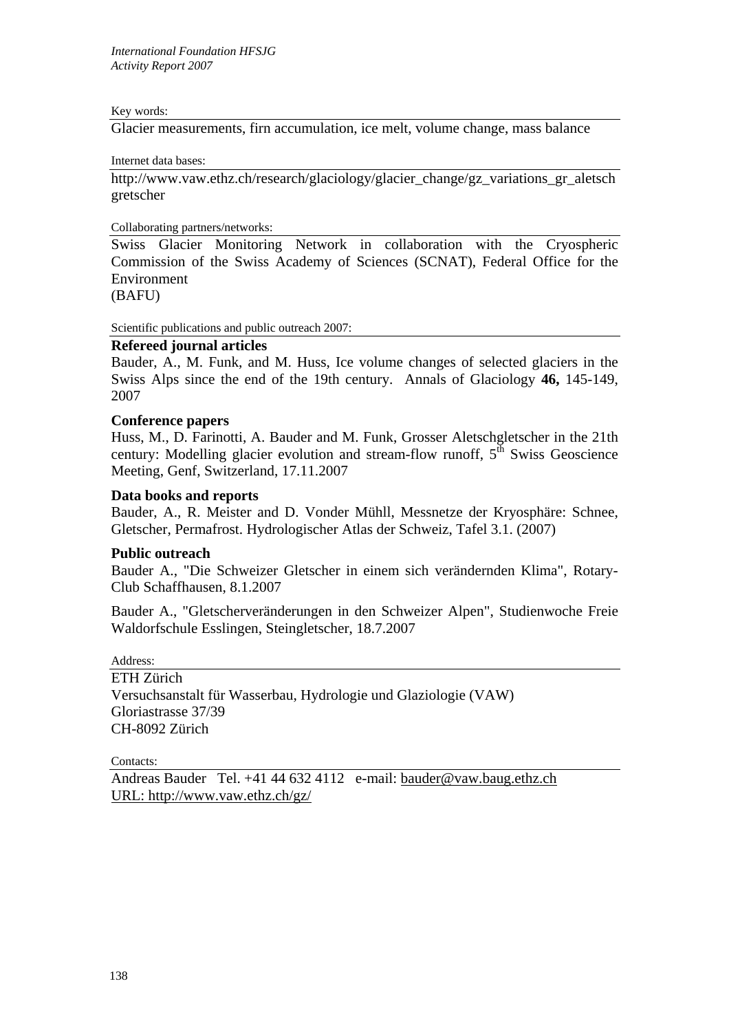Key words:

Glacier measurements, firn accumulation, ice melt, volume change, mass balance

Internet data bases:

http://www.vaw.ethz.ch/research/glaciology/glacier_change/gz_variations_gr_aletschgretscher

Collaborating partners/networks:

Swiss Glacier Monitoring Network in collaboration with the Cryospheric Commission of the Swiss Academy of Sciences (SCNAT), Federal Office for the Environment
(BAFU)

Scientific publications and public outreach 2007:

**Refereed journal articles**

Bauder, A., M. Funk, and M. Huss, Ice volume changes of selected glaciers in the Swiss Alps since the end of the 19th century. Annals of Glaciology **46,** 145-149, 2007

**Conference papers**

Huss, M., D. Farinotti, A. Bauder and M. Funk, Grosser Aletschgletscher in the 21th century: Modelling glacier evolution and stream-flow runoff, 5th Swiss Geoscience Meeting, Genf, Switzerland, 17.11.2007

**Data books and reports**

Bauder, A., R. Meister and D. Vonder Mühll, Messnetze der Kryosphäre: Schnee, Gletscher, Permafrost. Hydrologischer Atlas der Schweiz, Tafel 3.1. (2007)

**Public outreach**

Bauder A., "Die Schweizer Gletscher in einem sich verändernden Klima", Rotary-Club Schaffhausen, 8.1.2007

Bauder A., "Gletscherveränderungen in den Schweizer Alpen", Studienwoche Freie Waldorfschule Esslingen, Steingletscher, 18.7.2007

Address:

ETH Zürich
Versuchsanstalt für Wasserbau, Hydrologie und Glaziologie (VAW)
Gloriastrasse 37/39
CH-8092 Zürich

Contacts:

Andreas Bauder Tel. +41 44 632 4112 e-mail: bauder@vaw.baug.ethz.ch
URL: http://www.vaw.ethz.ch/gz/